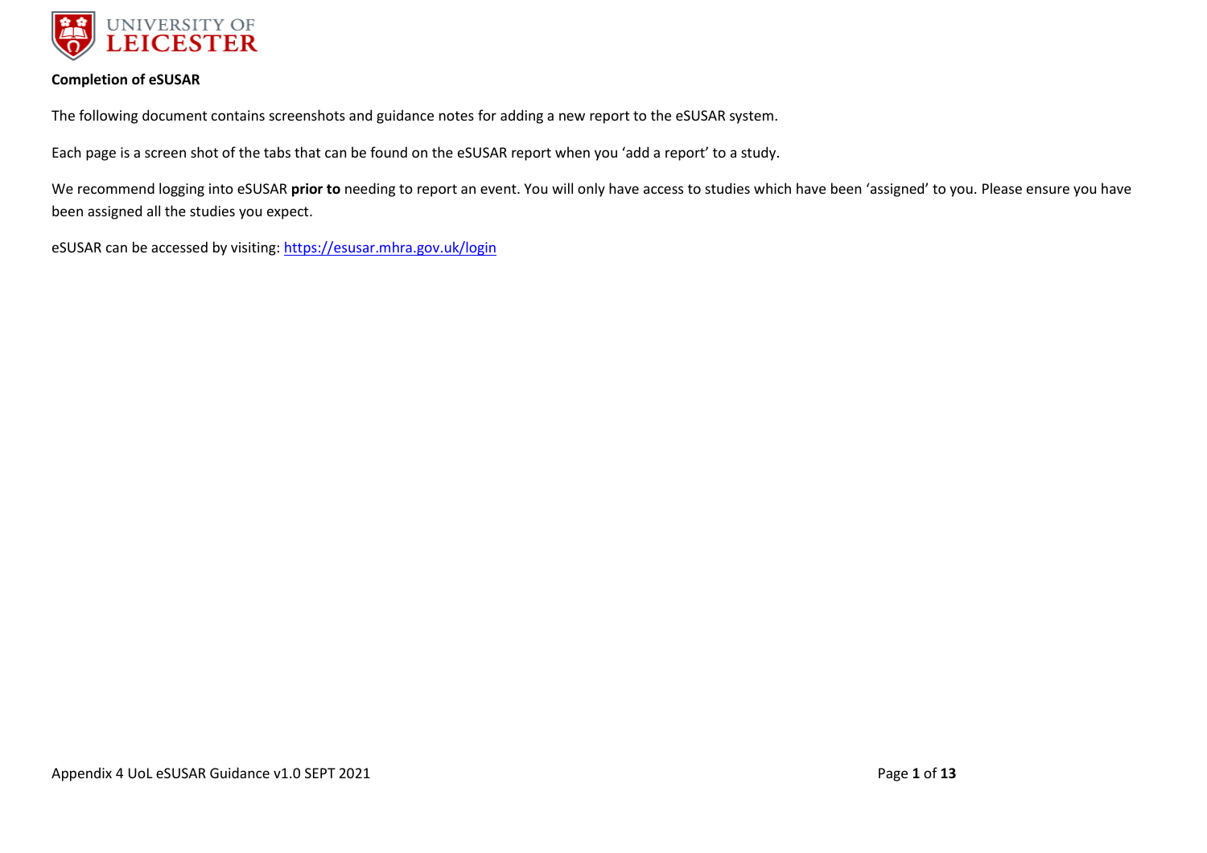**Completion of eSUSAR**

The following document contains screenshots and guidance notes for adding a new report to the eSUSAR system.

Each page is a screen shot of the tabs that can be found on the eSUSAR report when you 'add a report' to a study.

We recommend logging into eSUSAR **prior to** needing to report an event. You will only have access to studies which have been 'assigned' to you. Please ensure you have been assigned all the studies you expect.

eSUSAR can be accessed by visiting: https://esusar.mhra.gov.uk/login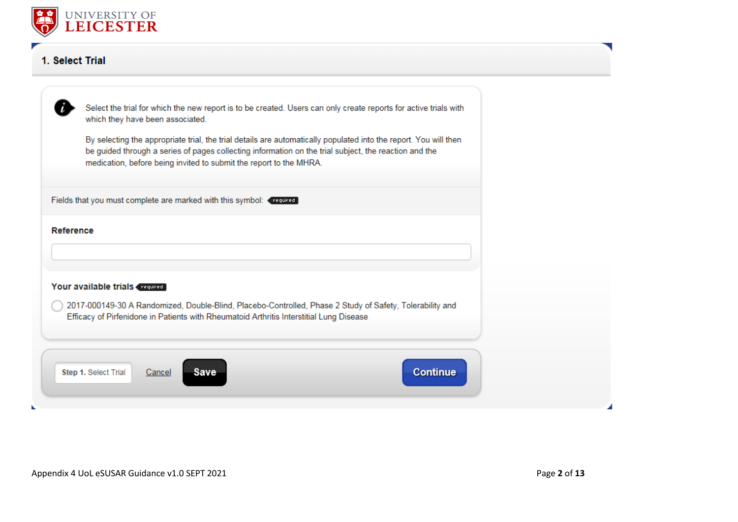## 1. Select Trial

Select the trial for which the new report is to be created. Users can only create reports for active trials with which they have been associated.

By selecting the appropriate trial, the trial details are automatically populated into the report. You will then be guided through a series of pages collecting information on the trial subject, the reaction and the medication, before being invited to submit the report to the MHRA.

Fields that you must complete are marked with this symbol: required

**Reference**

**Your available trials** required

- 2017-000149-30 A Randomized, Double-Blind, Placebo-Controlled, Phase 2 Study of Safety, Tolerability and Efficacy of Pirfenidone in Patients with Rheumatoid Arthritis Interstitial Lung Disease

Step 1. Select Trial | Cancel | Save | Continue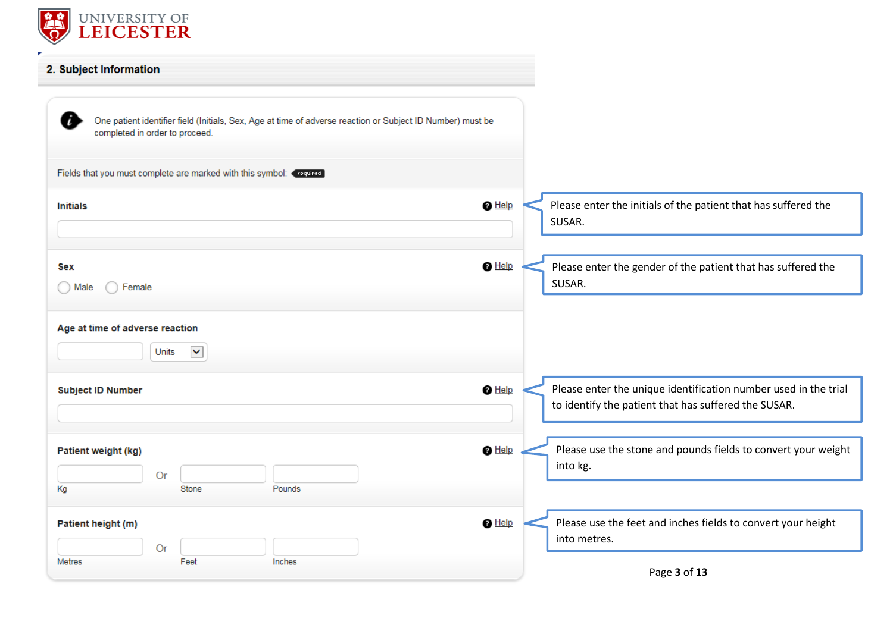## 2. Subject Information

One patient identifier field (Initials, Sex, Age at time of adverse reaction or Subject ID Number) must be completed in order to proceed.

Fields that you must complete are marked with this symbol: required

**Initials** Help

> Please enter the initials of the patient that has suffered the SUSAR.

**Sex** Help

Male  Female

> Please enter the gender of the patient that has suffered the SUSAR.

**Age at time of adverse reaction**

Units

**Subject ID Number** Help

> Please enter the unique identification number used in the trial to identify the patient that has suffered the SUSAR.

**Patient weight (kg)** Help

Kg Or Stone Pounds

> Please use the stone and pounds fields to convert your weight into kg.

**Patient height (m)** Help

Metres Or Feet Inches

> Please use the feet and inches fields to convert your height into metres.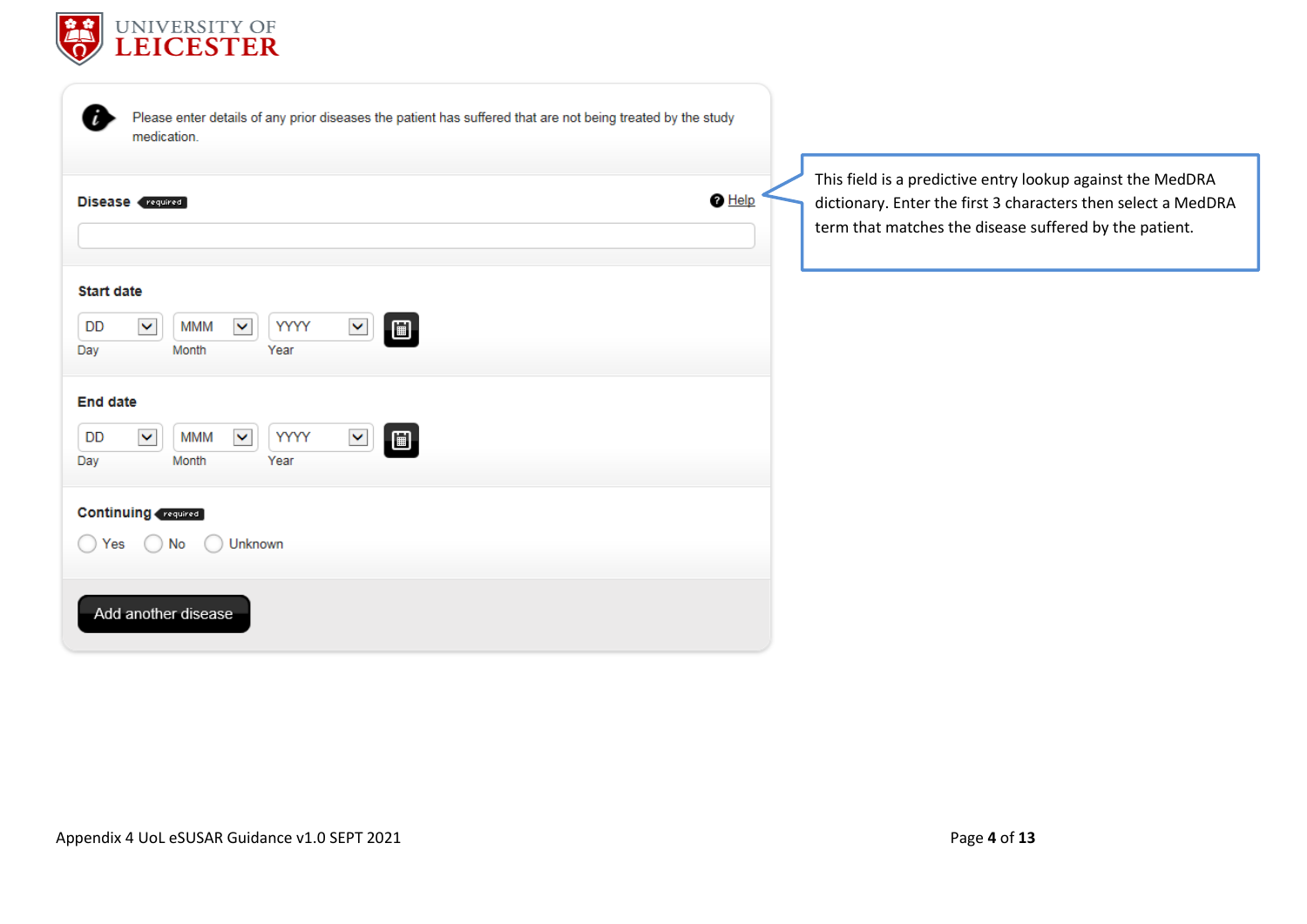Please enter details of any prior diseases the patient has suffered that are not being treated by the study medication.

**Disease** required — Help

> This field is a predictive entry lookup against the MedDRA dictionary. Enter the first 3 characters then select a MedDRA term that matches the disease suffered by the patient.

**Start date**

DD Day | MMM Month | YYYY Year

**End date**

DD Day | MMM Month | YYYY Year

**Continuing** required

- Yes
- No
- Unknown

Add another disease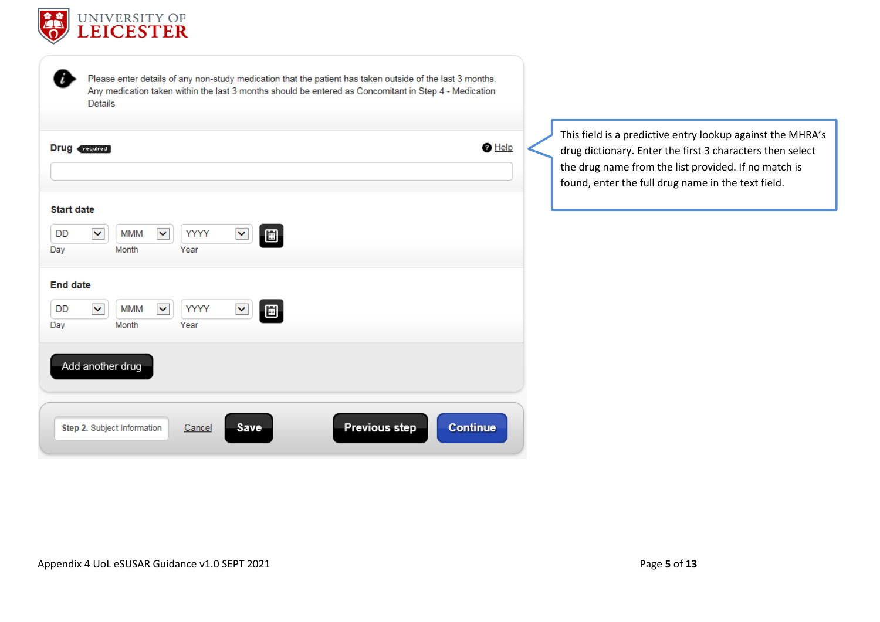Please enter details of any non-study medication that the patient has taken outside of the last 3 months. Any medication taken within the last 3 months should be entered as Concomitant in Step 4 - Medication Details

**Drug** required

Help

**Start date**

DD MMM YYYY

Day Month Year

**End date**

DD MMM YYYY

Day Month Year

Add another drug

Step 2. Subject Information | Cancel | Save | Previous step | Continue

This field is a predictive entry lookup against the MHRA's drug dictionary. Enter the first 3 characters then select the drug name from the list provided. If no match is found, enter the full drug name in the text field.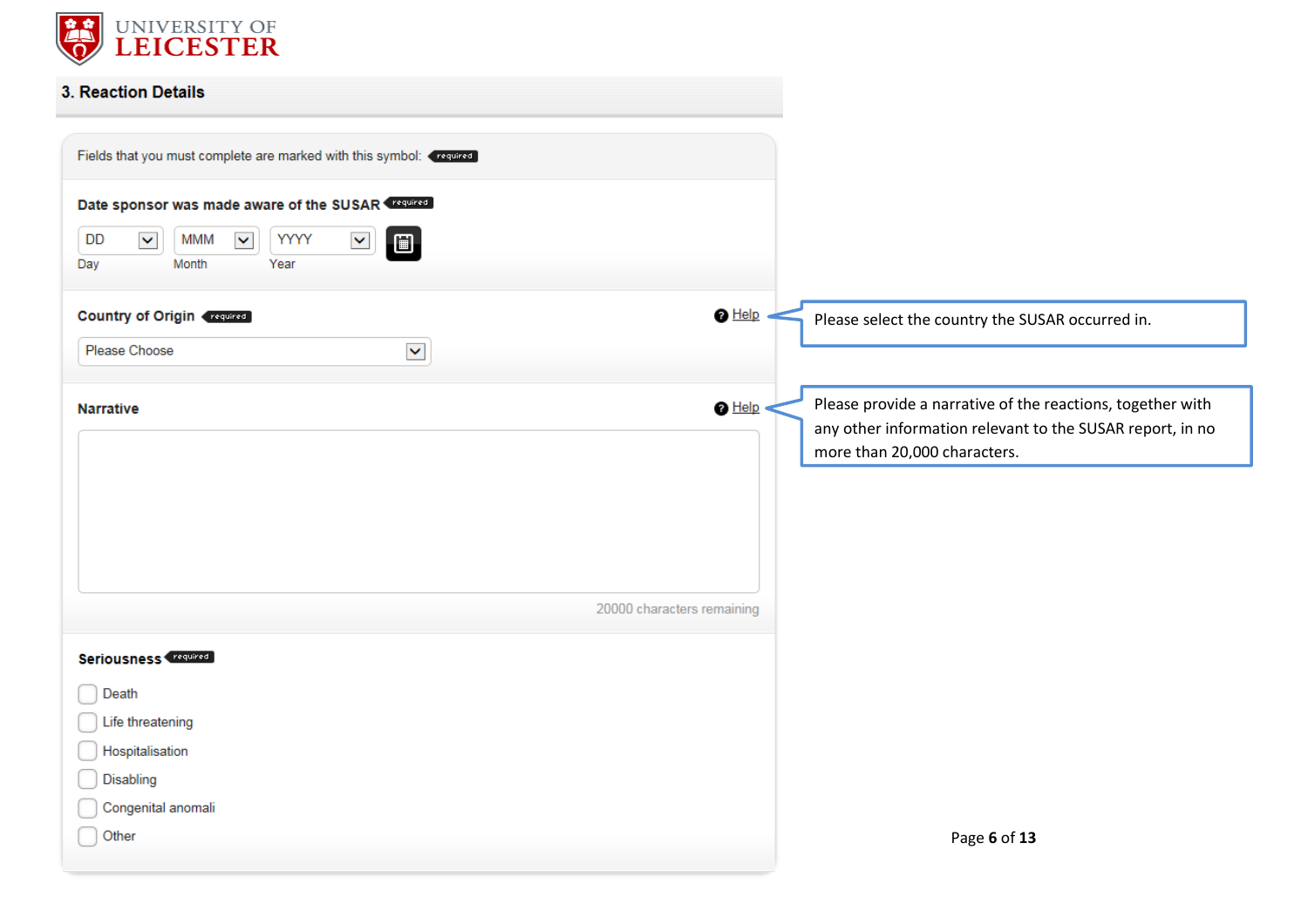UNIVERSITY OF LEICESTER

## 3. Reaction Details

Fields that you must complete are marked with this symbol: required

**Date sponsor was made aware of the SUSAR** required

DD Day | MMM Month | YYYY Year

**Country of Origin** required — Help

Please Choose

> Please select the country the SUSAR occurred in.

**Narrative** — Help

20000 characters remaining

> Please provide a narrative of the reactions, together with any other information relevant to the SUSAR report, in no more than 20,000 characters.

**Seriousness** required

- Death
- Life threatening
- Hospitalisation
- Disabling
- Congenital anomali
- Other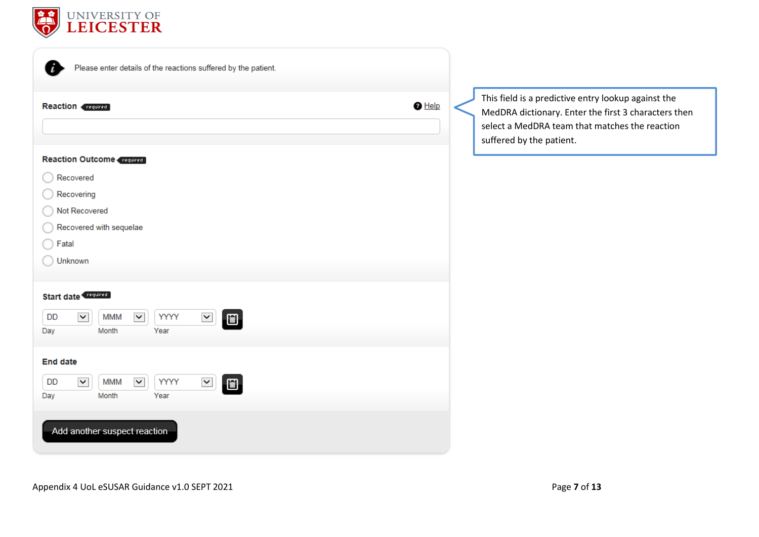Please enter details of the reactions suffered by the patient.

**Reaction** required

Help

> This field is a predictive entry lookup against the MedDRA dictionary. Enter the first 3 characters then select a MedDRA team that matches the reaction suffered by the patient.

**Reaction Outcome** required

- Recovered
- Recovering
- Not Recovered
- Recovered with sequelae
- Fatal
- Unknown

**Start date** required

DD | MMM | YYYY

Day | Month | Year

**End date**

DD | MMM | YYYY

Day | Month | Year

Add another suspect reaction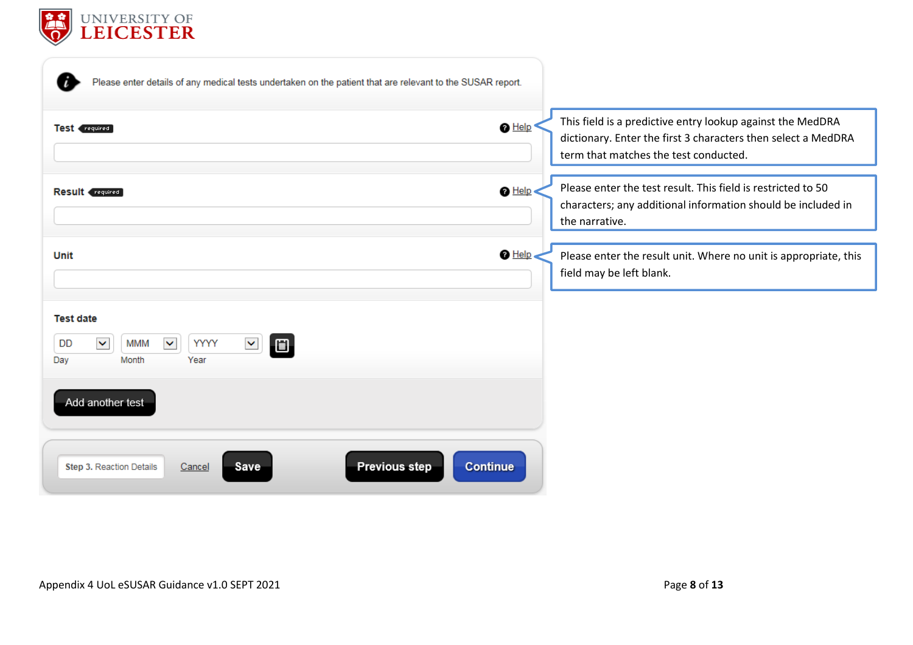Please enter details of any medical tests undertaken on the patient that are relevant to the SUSAR report.

**Test** required — Help

> This field is a predictive entry lookup against the MedDRA dictionary. Enter the first 3 characters then select a MedDRA term that matches the test conducted.

**Result** required — Help

> Please enter the test result. This field is restricted to 50 characters; any additional information should be included in the narrative.

**Unit** — Help

> Please enter the result unit. Where no unit is appropriate, this field may be left blank.

**Test date**

DD Day | MMM Month | YYYY Year

Add another test

Step 3. Reaction Details | Cancel | Save | Previous step | Continue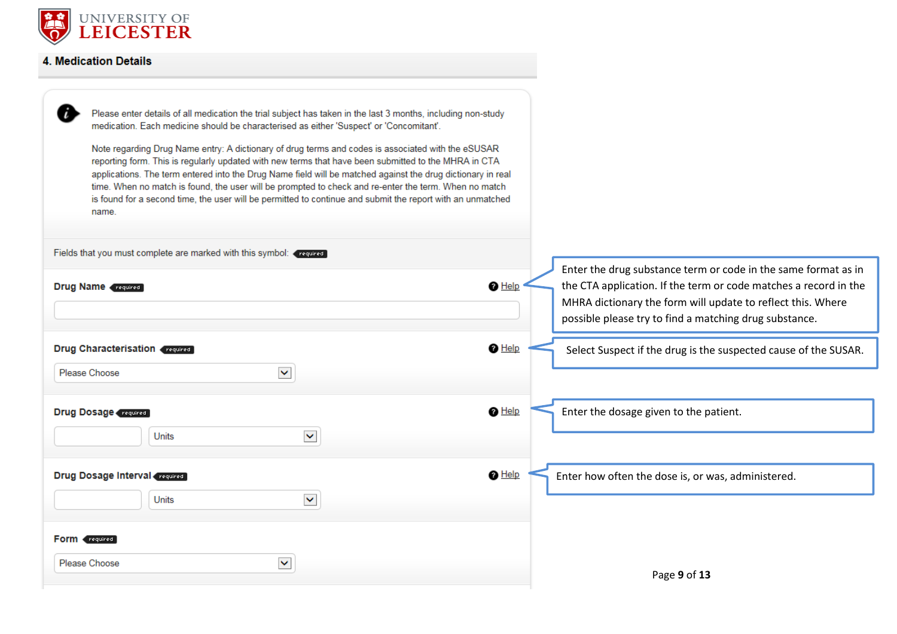## 4. Medication Details

Please enter details of all medication the trial subject has taken in the last 3 months, including non-study medication. Each medicine should be characterised as either 'Suspect' or 'Concomitant'.

Note regarding Drug Name entry: A dictionary of drug terms and codes is associated with the eSUSAR reporting form. This is regularly updated with new terms that have been submitted to the MHRA in CTA applications. The term entered into the Drug Name field will be matched against the drug dictionary in real time. When no match is found, the user will be prompted to check and re-enter the term. When no match is found for a second time, the user will be permitted to continue and submit the report with an unmatched name.

Fields that you must complete are marked with this symbol: required

**Drug Name** required — Help

Enter the drug substance term or code in the same format as in the CTA application. If the term or code matches a record in the MHRA dictionary the form will update to reflect this. Where possible please try to find a matching drug substance.

**Drug Characterisation** required — Help

Please Choose

Select Suspect if the drug is the suspected cause of the SUSAR.

**Drug Dosage** required — Help

Units

Enter the dosage given to the patient.

**Drug Dosage Interval** required — Help

Units

Enter how often the dose is, or was, administered.

**Form** required

Please Choose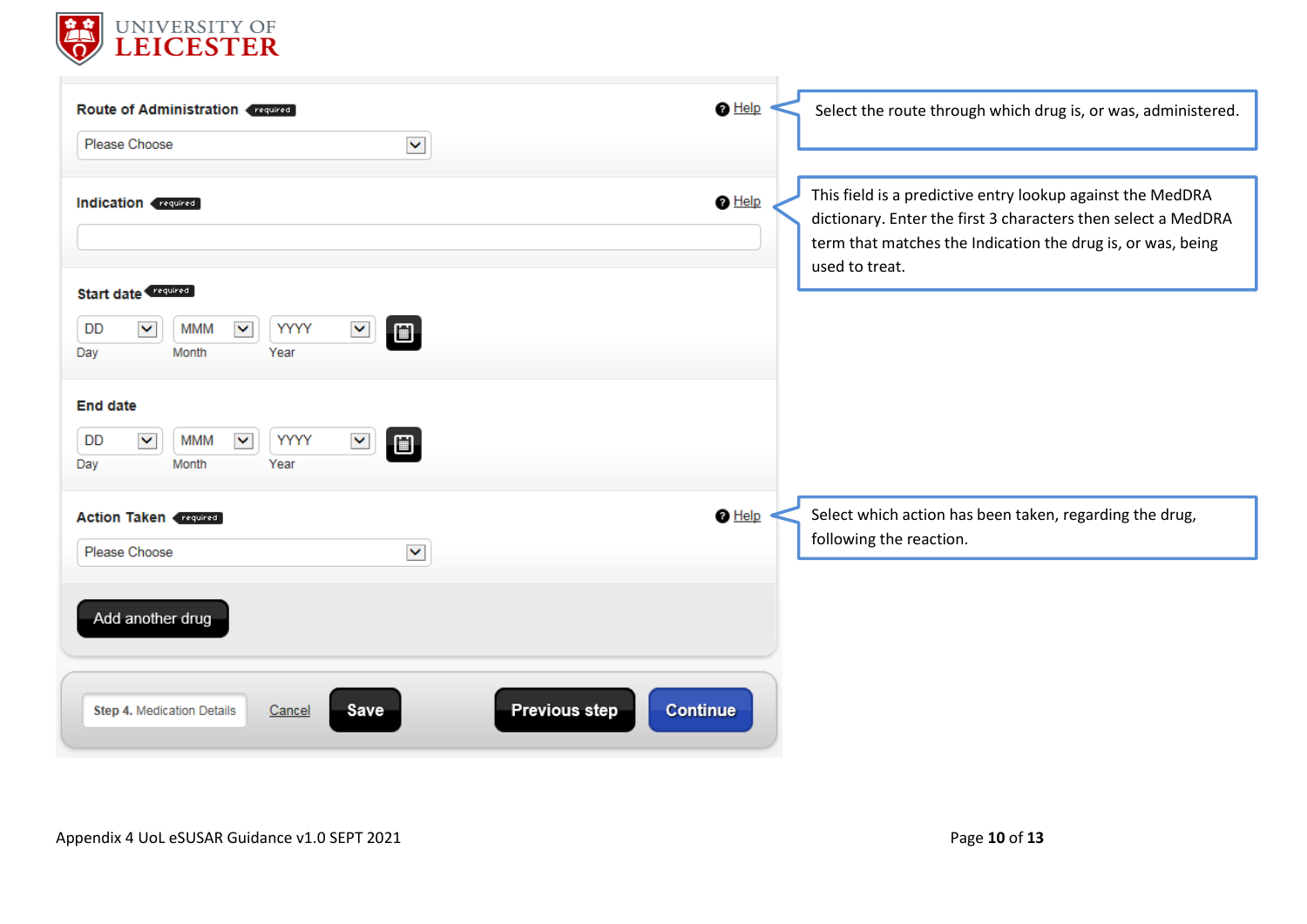**Route of Administration** required

Please Choose

Select the route through which drug is, or was, administered.

**Indication** required

This field is a predictive entry lookup against the MedDRA dictionary. Enter the first 3 characters then select a MedDRA term that matches the Indication the drug is, or was, being used to treat.

**Start date** required

DD | MMM | YYYY
Day | Month | Year

**End date**

DD | MMM | YYYY
Day | Month | Year

**Action Taken** required

Please Choose

Select which action has been taken, regarding the drug, following the reaction.

Add another drug

Step 4. Medication Details | Cancel | Save | Previous step | Continue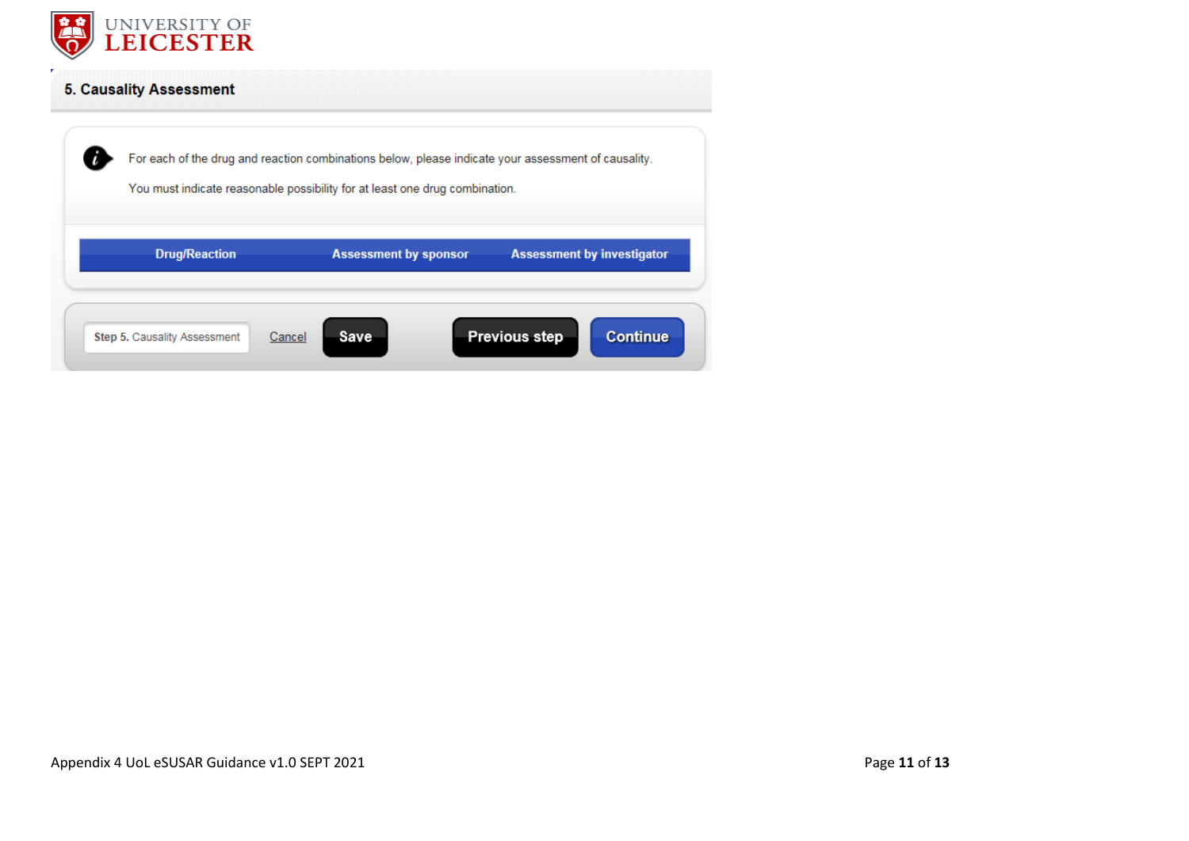## 5. Causality Assessment

For each of the drug and reaction combinations below, please indicate your assessment of causality.

You must indicate reasonable possibility for at least one drug combination.

| Drug/Reaction | Assessment by sponsor | Assessment by investigator |
|---|---|---|

Step 5. Causality Assessment | Cancel | Save | Previous step | Continue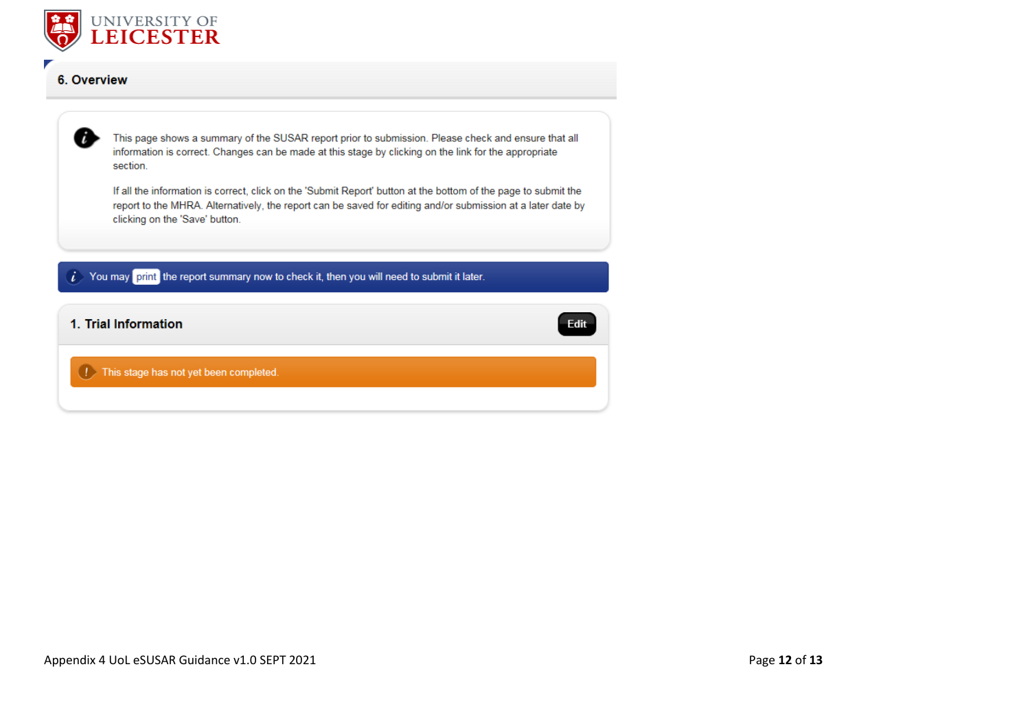## 6. Overview

This page shows a summary of the SUSAR report prior to submission. Please check and ensure that all information is correct. Changes can be made at this stage by clicking on the link for the appropriate section.

If all the information is correct, click on the 'Submit Report' button at the bottom of the page to submit the report to the MHRA. Alternatively, the report can be saved for editing and/or submission at a later date by clicking on the 'Save' button.

You may print the report summary now to check it, then you will need to submit it later.

### 1. Trial Information

Edit

This stage has not yet been completed.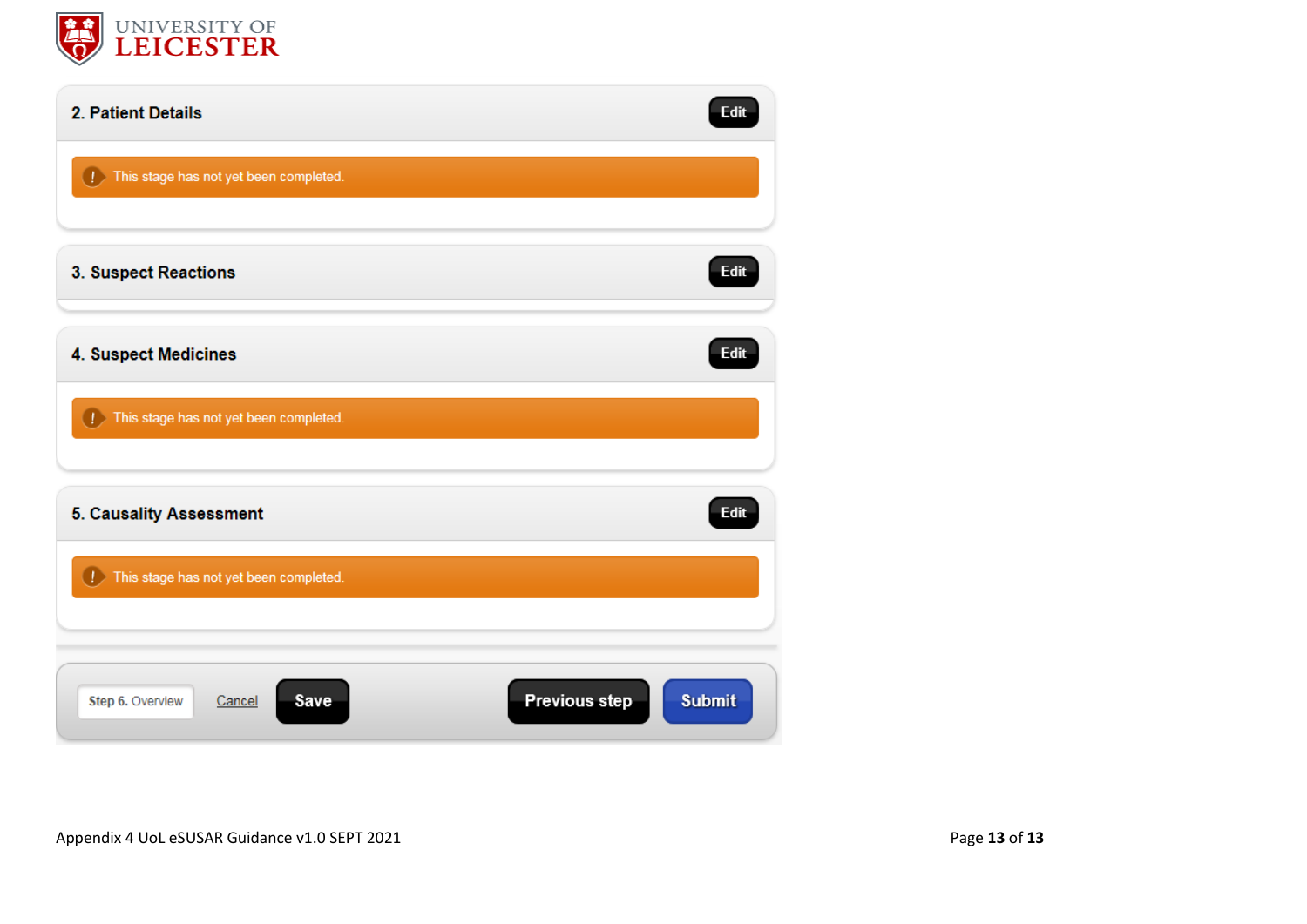## 2. Patient Details

Edit

This stage has not yet been completed.

## 3. Suspect Reactions

Edit

## 4. Suspect Medicines

Edit

This stage has not yet been completed.

## 5. Causality Assessment

Edit

This stage has not yet been completed.

Step 6. Overview | Cancel | Save | Previous step | Submit